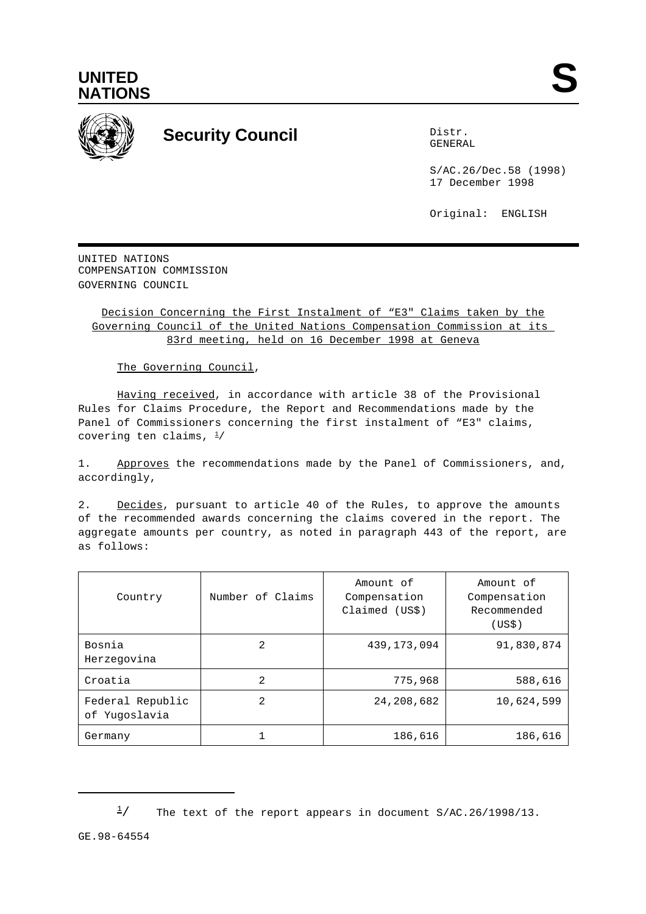UNITED NATIONS

S

# Security Council

Distr.
GENERAL

S/AC.26/Dec.58 (1998)
17 December 1998

Original: ENGLISH

UNITED NATIONS
COMPENSATION COMMISSION
GOVERNING COUNCIL

Decision Concerning the First Instalment of “E3" Claims taken by the Governing Council of the United Nations Compensation Commission at its 83rd meeting, held on 16 December 1998 at Geneva

The Governing Council,

Having received, in accordance with article 38 of the Provisional Rules for Claims Procedure, the Report and Recommendations made by the Panel of Commissioners concerning the first instalment of “E3" claims, covering ten claims, [1]/

1. Approves the recommendations made by the Panel of Commissioners, and, accordingly,

2. Decides, pursuant to article 40 of the Rules, to approve the amounts of the recommended awards concerning the claims covered in the report. The aggregate amounts per country, as noted in paragraph 443 of the report, are as follows:

| Country | Number of Claims | Amount of Compensation Claimed (US$) | Amount of Compensation Recommended (US$) |
|---|---|---|---|
| Bosnia Herzegovina | 2 | 439,173,094 | 91,830,874 |
| Croatia | 2 | 775,968 | 588,616 |
| Federal Republic of Yugoslavia | 2 | 24,208,682 | 10,624,599 |
| Germany | 1 | 186,616 | 186,616 |

[1]/ The text of the report appears in document S/AC.26/1998/13.

GE.98-64554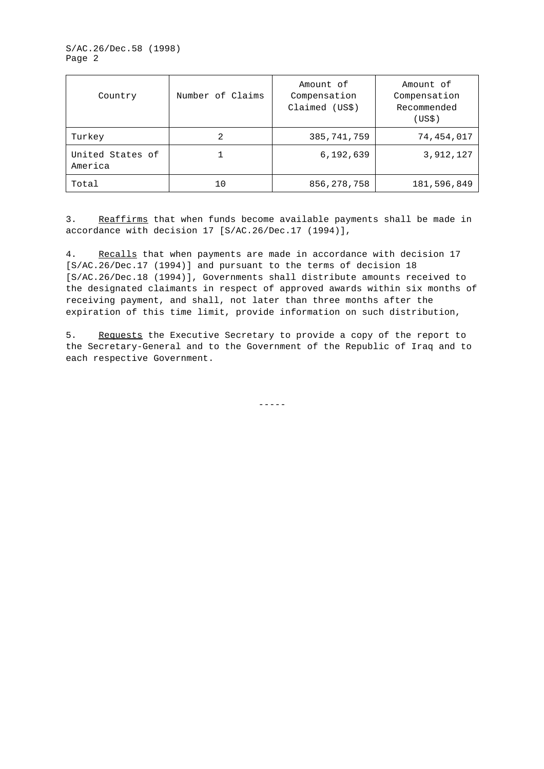| Country | Number of Claims | Amount of Compensation Claimed (US$) | Amount of Compensation Recommended (US$) |
|---|---|---|---|
| Turkey | 2 | 385,741,759 | 74,454,017 |
| United States of America | 1 | 6,192,639 | 3,912,127 |
| Total | 10 | 856,278,758 | 181,596,849 |

3. Reaffirms that when funds become available payments shall be made in accordance with decision 17 [S/AC.26/Dec.17 (1994)],

4. Recalls that when payments are made in accordance with decision 17 [S/AC.26/Dec.17 (1994)] and pursuant to the terms of decision 18 [S/AC.26/Dec.18 (1994)], Governments shall distribute amounts received to the designated claimants in respect of approved awards within six months of receiving payment, and shall, not later than three months after the expiration of this time limit, provide information on such distribution,

5. Requests the Executive Secretary to provide a copy of the report to the Secretary-General and to the Government of the Republic of Iraq and to each respective Government.

-----